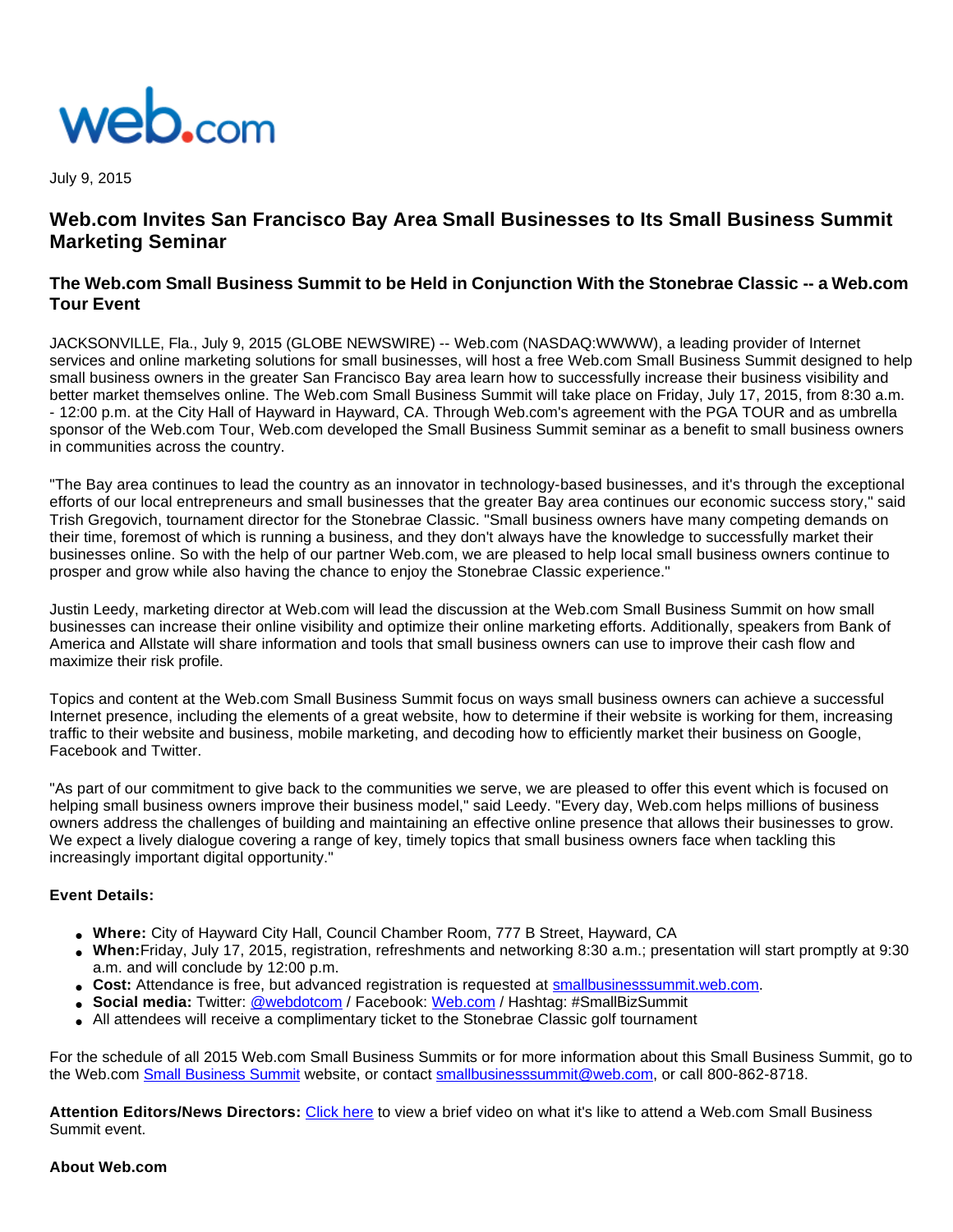web.com

July 9, 2015

## Web.com Invites San Francisco Bay Area Small Businesses to Its Small Business Summit Marketing Seminar

### The Web.com Small Business Summit to be Held in Conjunction With the Stonebrae Classic -- a Web.com Tour Event

JACKSONVILLE, Fla., July 9, 2015 (GLOBE NEWSWIRE) -- Web.com (NASDAQ:WWWW), a leading provider of Internet services and online marketing solutions for small businesses, will host a free Web.com Small Business Summit designed to help small business owners in the greater San Francisco Bay area learn how to successfully increase their business visibility and better market themselves online. The Web.com Small Business Summit will take place on Friday, July 17, 2015, from 8:30 a.m. - 12:00 p.m. at the City Hall of Hayward in Hayward, CA. Through Web.com's agreement with the PGA TOUR and as umbrella sponsor of the Web.com Tour, Web.com developed the Small Business Summit seminar as a benefit to small business owners in communities across the country.

"The Bay area continues to lead the country as an innovator in technology-based businesses, and it's through the exceptional efforts of our local entrepreneurs and small businesses that the greater Bay area continues our economic success story," said Trish Gregovich, tournament director for the Stonebrae Classic. "Small business owners have many competing demands on their time, foremost of which is running a business, and they don't always have the knowledge to successfully market their businesses online. So with the help of our partner Web.com, we are pleased to help local small business owners continue to prosper and grow while also having the chance to enjoy the Stonebrae Classic experience."

Justin Leedy, marketing director at Web.com will lead the discussion at the Web.com Small Business Summit on how small businesses can increase their online visibility and optimize their online marketing efforts. Additionally, speakers from Bank of America and Allstate will share information and tools that small business owners can use to improve their cash flow and maximize their risk profile.

Topics and content at the Web.com Small Business Summit focus on ways small business owners can achieve a successful Internet presence, including the elements of a great website, how to determine if their website is working for them, increasing traffic to their website and business, mobile marketing, and decoding how to efficiently market their business on Google, Facebook and Twitter.

"As part of our commitment to give back to the communities we serve, we are pleased to offer this event which is focused on helping small business owners improve their business model," said Leedy. "Every day, Web.com helps millions of business owners address the challenges of building and maintaining an effective online presence that allows their businesses to grow. We expect a lively dialogue covering a range of key, timely topics that small business owners face when tackling this increasingly important digital opportunity."

**Event Details:**

- **Where:** City of Hayward City Hall, Council Chamber Room, 777 B Street, Hayward, CA
- **When:** Friday, July 17, 2015, registration, refreshments and networking 8:30 a.m.; presentation will start promptly at 9:30 a.m. and will conclude by 12:00 p.m.
- **Cost:** Attendance is free, but advanced registration is requested at smallbusinesssummit.web.com.
- **Social media:** Twitter: @webdotcom / Facebook: Web.com / Hashtag: #SmallBizSummit
- All attendees will receive a complimentary ticket to the Stonebrae Classic golf tournament

For the schedule of all 2015 Web.com Small Business Summits or for more information about this Small Business Summit, go to the Web.com Small Business Summit website, or contact smallbusinesssummit@web.com, or call 800-862-8718.

**Attention Editors/News Directors:** Click here to view a brief video on what it's like to attend a Web.com Small Business Summit event.

**About Web.com**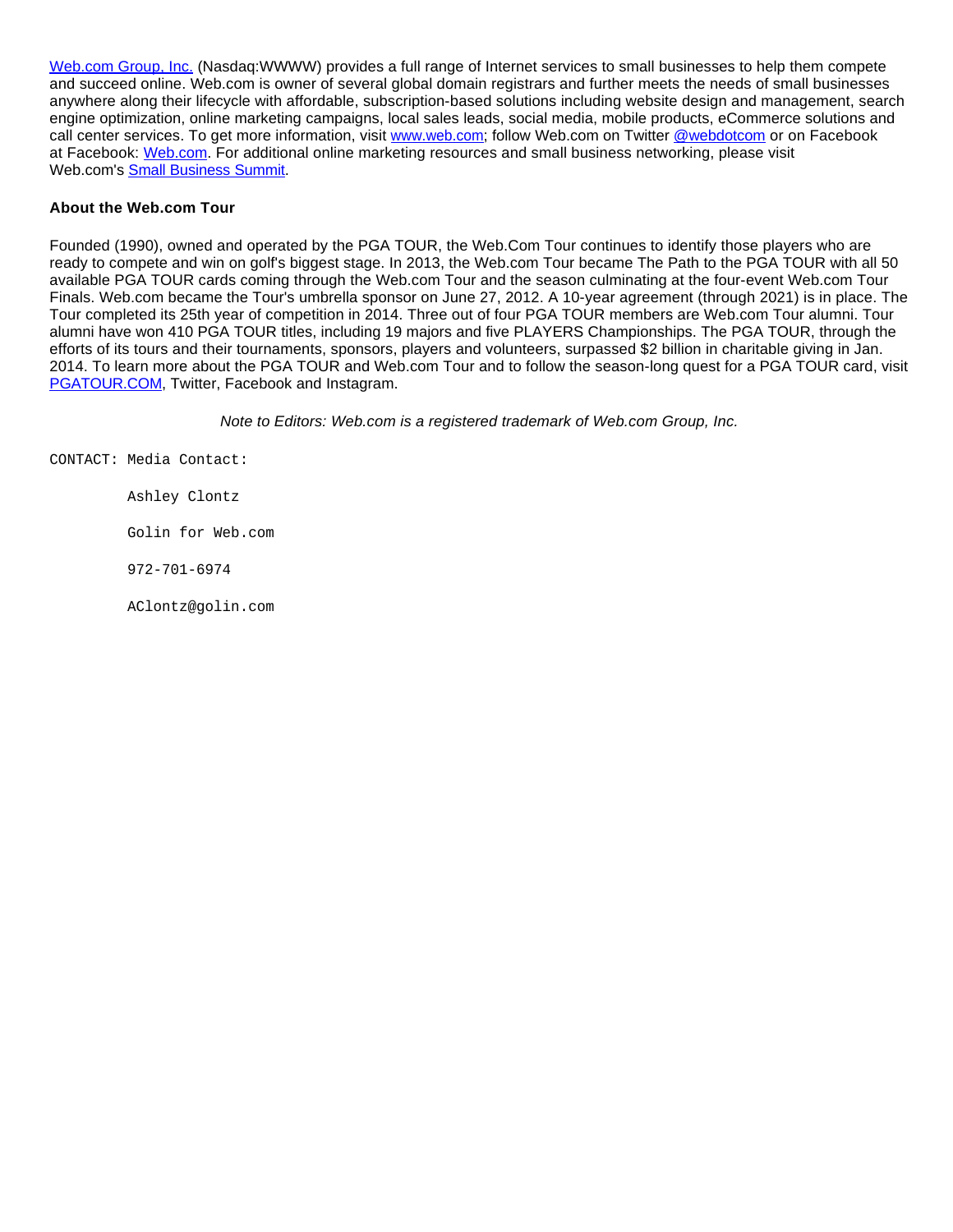Web.com Group, Inc. (Nasdaq:WWWW) provides a full range of Internet services to small businesses to help them compete and succeed online. Web.com is owner of several global domain registrars and further meets the needs of small businesses anywhere along their lifecycle with affordable, subscription-based solutions including website design and management, search engine optimization, online marketing campaigns, local sales leads, social media, mobile products, eCommerce solutions and call center services. To get more information, visit www.web.com; follow Web.com on Twitter @webdotcom or on Facebook at Facebook: Web.com. For additional online marketing resources and small business networking, please visit Web.com's Small Business Summit.

**About the Web.com Tour**

Founded (1990), owned and operated by the PGA TOUR, the Web.Com Tour continues to identify those players who are ready to compete and win on golf's biggest stage. In 2013, the Web.com Tour became The Path to the PGA TOUR with all 50 available PGA TOUR cards coming through the Web.com Tour and the season culminating at the four-event Web.com Tour Finals. Web.com became the Tour's umbrella sponsor on June 27, 2012. A 10-year agreement (through 2021) is in place. The Tour completed its 25th year of competition in 2014. Three out of four PGA TOUR members are Web.com Tour alumni. Tour alumni have won 410 PGA TOUR titles, including 19 majors and five PLAYERS Championships. The PGA TOUR, through the efforts of its tours and their tournaments, sponsors, players and volunteers, surpassed $2 billion in charitable giving in Jan. 2014. To learn more about the PGA TOUR and Web.com Tour and to follow the season-long quest for a PGA TOUR card, visit PGATOUR.COM, Twitter, Facebook and Instagram.

*Note to Editors: Web.com is a registered trademark of Web.com Group, Inc.*

```
CONTACT: Media Contact:

         Ashley Clontz

         Golin for Web.com

         972-701-6974

         AClontz@golin.com
```